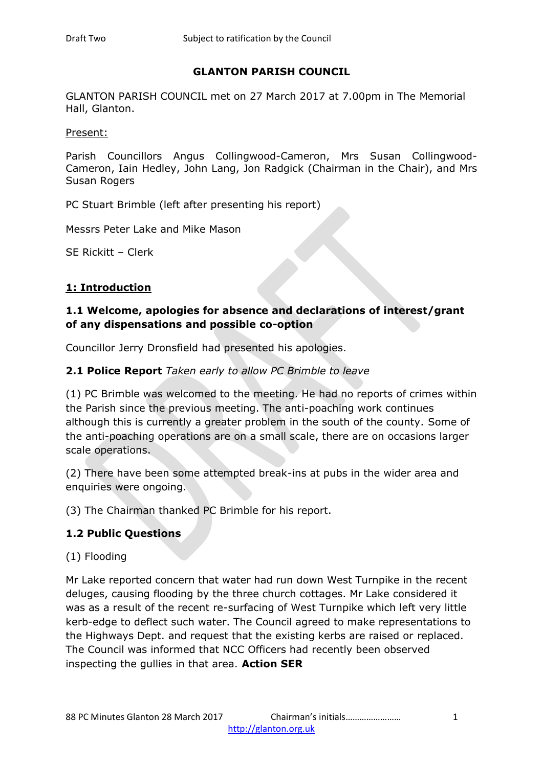# GLANTON PARISH COUNCIL

GLANTON PARISH COUNCIL met on 27 March 2017 at 7.00pm in The Memorial Hall, Glanton.

Present:

Parish Councillors Angus Collingwood-Cameron, Mrs Susan Collingwood-Cameron, Iain Hedley, John Lang, Jon Radgick (Chairman in the Chair), and Mrs Susan Rogers

PC Stuart Brimble (left after presenting his report)

Messrs Peter Lake and Mike Mason

SE Rickitt – Clerk

## 1: Introduction

### 1.1 Welcome, apologies for absence and declarations of interest/grant of any dispensations and possible co-option

Councillor Jerry Dronsfield had presented his apologies.

### 2.1 Police Report *Taken early to allow PC Brimble to leave*

(1) PC Brimble was welcomed to the meeting. He had no reports of crimes within the Parish since the previous meeting. The anti-poaching work continues although this is currently a greater problem in the south of the county. Some of the anti-poaching operations are on a small scale, there are on occasions larger scale operations.

(2) There have been some attempted break-ins at pubs in the wider area and enquiries were ongoing.

(3) The Chairman thanked PC Brimble for his report.

### 1.2 Public Questions

(1) Flooding

Mr Lake reported concern that water had run down West Turnpike in the recent deluges, causing flooding by the three church cottages. Mr Lake considered it was as a result of the recent re-surfacing of West Turnpike which left very little kerb-edge to deflect such water. The Council agreed to make representations to the Highways Dept. and request that the existing kerbs are raised or replaced. The Council was informed that NCC Officers had recently been observed inspecting the gullies in that area. **Action SER**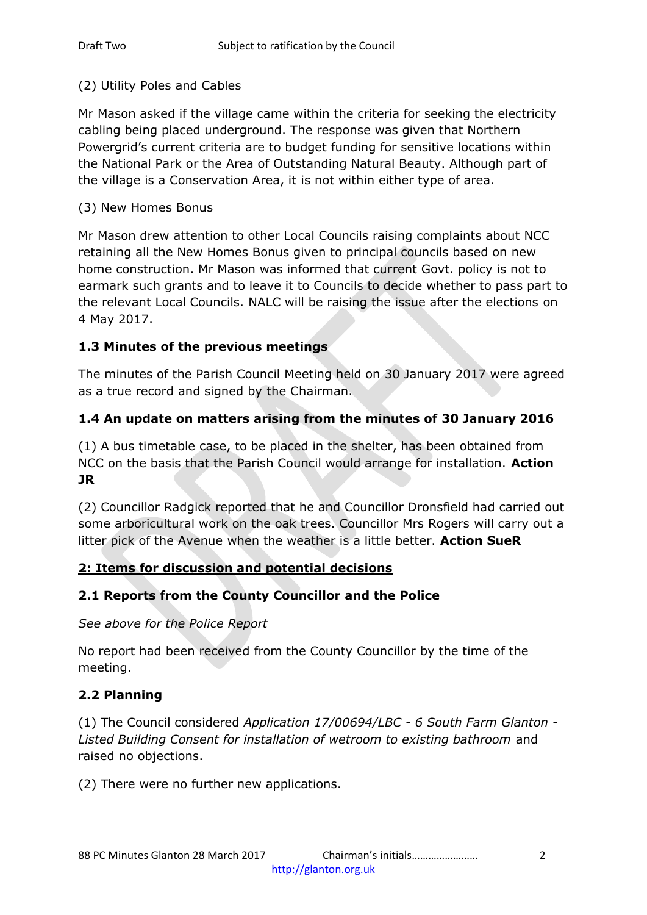(2) Utility Poles and Cables

Mr Mason asked if the village came within the criteria for seeking the electricity cabling being placed underground. The response was given that Northern Powergrid's current criteria are to budget funding for sensitive locations within the National Park or the Area of Outstanding Natural Beauty. Although part of the village is a Conservation Area, it is not within either type of area.

(3) New Homes Bonus

Mr Mason drew attention to other Local Councils raising complaints about NCC retaining all the New Homes Bonus given to principal councils based on new home construction. Mr Mason was informed that current Govt. policy is not to earmark such grants and to leave it to Councils to decide whether to pass part to the relevant Local Councils. NALC will be raising the issue after the elections on 4 May 2017.

### 1.3 Minutes of the previous meetings

The minutes of the Parish Council Meeting held on 30 January 2017 were agreed as a true record and signed by the Chairman.

### 1.4 An update on matters arising from the minutes of 30 January 2016

(1) A bus timetable case, to be placed in the shelter, has been obtained from NCC on the basis that the Parish Council would arrange for installation. **Action JR**

(2) Councillor Radgick reported that he and Councillor Dronsfield had carried out some arboricultural work on the oak trees. Councillor Mrs Rogers will carry out a litter pick of the Avenue when the weather is a little better. **Action SueR**

## 2: Items for discussion and potential decisions

### 2.1 Reports from the County Councillor and the Police

*See above for the Police Report*

No report had been received from the County Councillor by the time of the meeting.

### 2.2 Planning

(1) The Council considered *Application 17/00694/LBC - 6 South Farm Glanton - Listed Building Consent for installation of wetroom to existing bathroom* and raised no objections.

(2) There were no further new applications.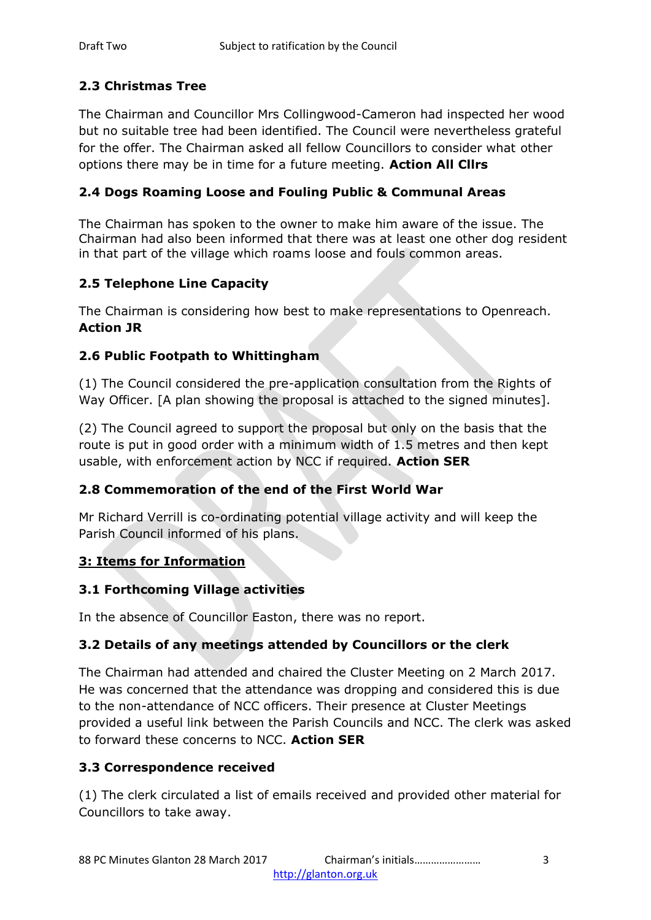### 2.3 Christmas Tree

The Chairman and Councillor Mrs Collingwood-Cameron had inspected her wood but no suitable tree had been identified. The Council were nevertheless grateful for the offer. The Chairman asked all fellow Councillors to consider what other options there may be in time for a future meeting. **Action All Cllrs**

### 2.4 Dogs Roaming Loose and Fouling Public & Communal Areas

The Chairman has spoken to the owner to make him aware of the issue. The Chairman had also been informed that there was at least one other dog resident in that part of the village which roams loose and fouls common areas.

### 2.5 Telephone Line Capacity

The Chairman is considering how best to make representations to Openreach. **Action JR**

### 2.6 Public Footpath to Whittingham

(1) The Council considered the pre-application consultation from the Rights of Way Officer. [A plan showing the proposal is attached to the signed minutes].

(2) The Council agreed to support the proposal but only on the basis that the route is put in good order with a minimum width of 1.5 metres and then kept usable, with enforcement action by NCC if required. **Action SER**

### 2.8 Commemoration of the end of the First World War

Mr Richard Verrill is co-ordinating potential village activity and will keep the Parish Council informed of his plans.

## 3: Items for Information

### 3.1 Forthcoming Village activities

In the absence of Councillor Easton, there was no report.

### 3.2 Details of any meetings attended by Councillors or the clerk

The Chairman had attended and chaired the Cluster Meeting on 2 March 2017. He was concerned that the attendance was dropping and considered this is due to the non-attendance of NCC officers. Their presence at Cluster Meetings provided a useful link between the Parish Councils and NCC. The clerk was asked to forward these concerns to NCC. **Action SER**

### 3.3 Correspondence received

(1) The clerk circulated a list of emails received and provided other material for Councillors to take away.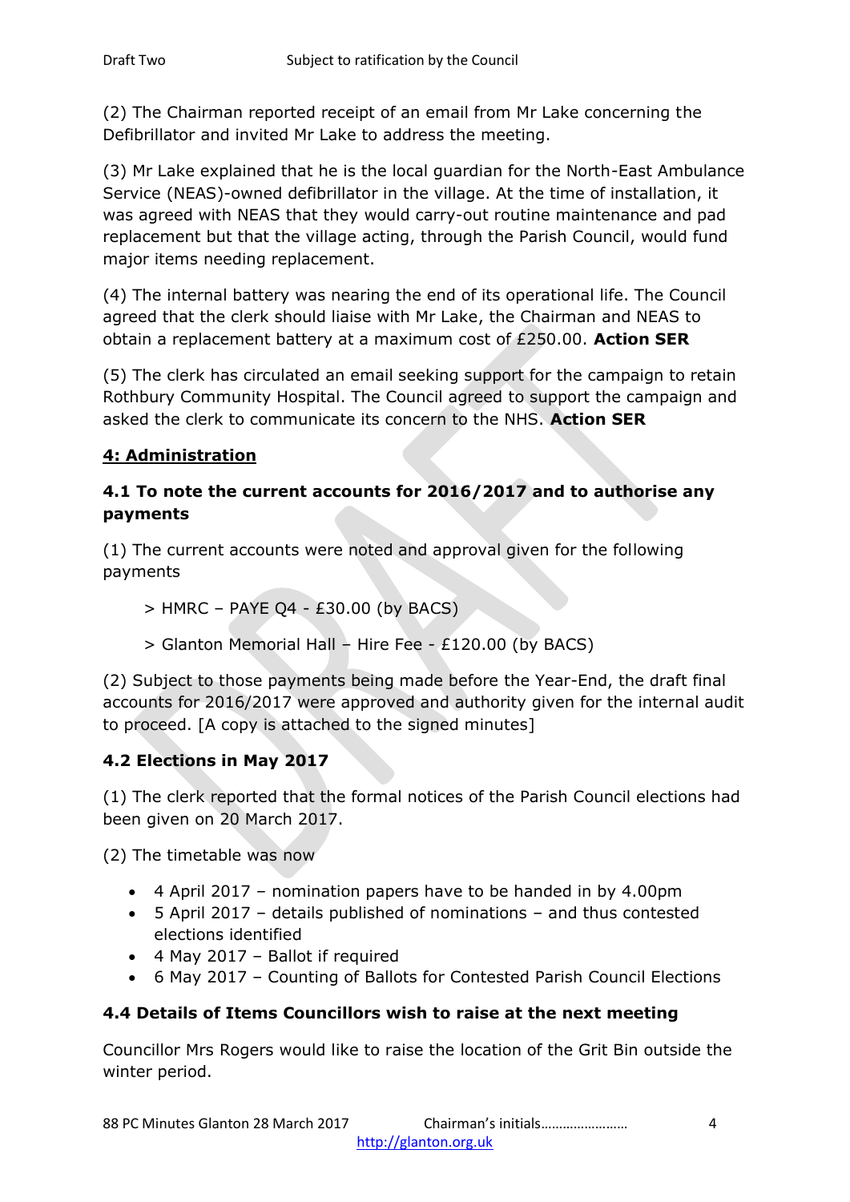(2) The Chairman reported receipt of an email from Mr Lake concerning the Defibrillator and invited Mr Lake to address the meeting.

(3) Mr Lake explained that he is the local guardian for the North-East Ambulance Service (NEAS)-owned defibrillator in the village. At the time of installation, it was agreed with NEAS that they would carry-out routine maintenance and pad replacement but that the village acting, through the Parish Council, would fund major items needing replacement.

(4) The internal battery was nearing the end of its operational life. The Council agreed that the clerk should liaise with Mr Lake, the Chairman and NEAS to obtain a replacement battery at a maximum cost of £250.00. **Action SER**

(5) The clerk has circulated an email seeking support for the campaign to retain Rothbury Community Hospital. The Council agreed to support the campaign and asked the clerk to communicate its concern to the NHS. **Action SER**

## 4: Administration

### 4.1 To note the current accounts for 2016/2017 and to authorise any payments

(1) The current accounts were noted and approval given for the following payments

> HMRC – PAYE Q4 - £30.00 (by BACS)

> Glanton Memorial Hall – Hire Fee - £120.00 (by BACS)

(2) Subject to those payments being made before the Year-End, the draft final accounts for 2016/2017 were approved and authority given for the internal audit to proceed. [A copy is attached to the signed minutes]

### 4.2 Elections in May 2017

(1) The clerk reported that the formal notices of the Parish Council elections had been given on 20 March 2017.

(2) The timetable was now

- 4 April 2017 – nomination papers have to be handed in by 4.00pm
- 5 April 2017 – details published of nominations – and thus contested elections identified
- 4 May 2017 – Ballot if required
- 6 May 2017 – Counting of Ballots for Contested Parish Council Elections

### 4.4 Details of Items Councillors wish to raise at the next meeting

Councillor Mrs Rogers would like to raise the location of the Grit Bin outside the winter period.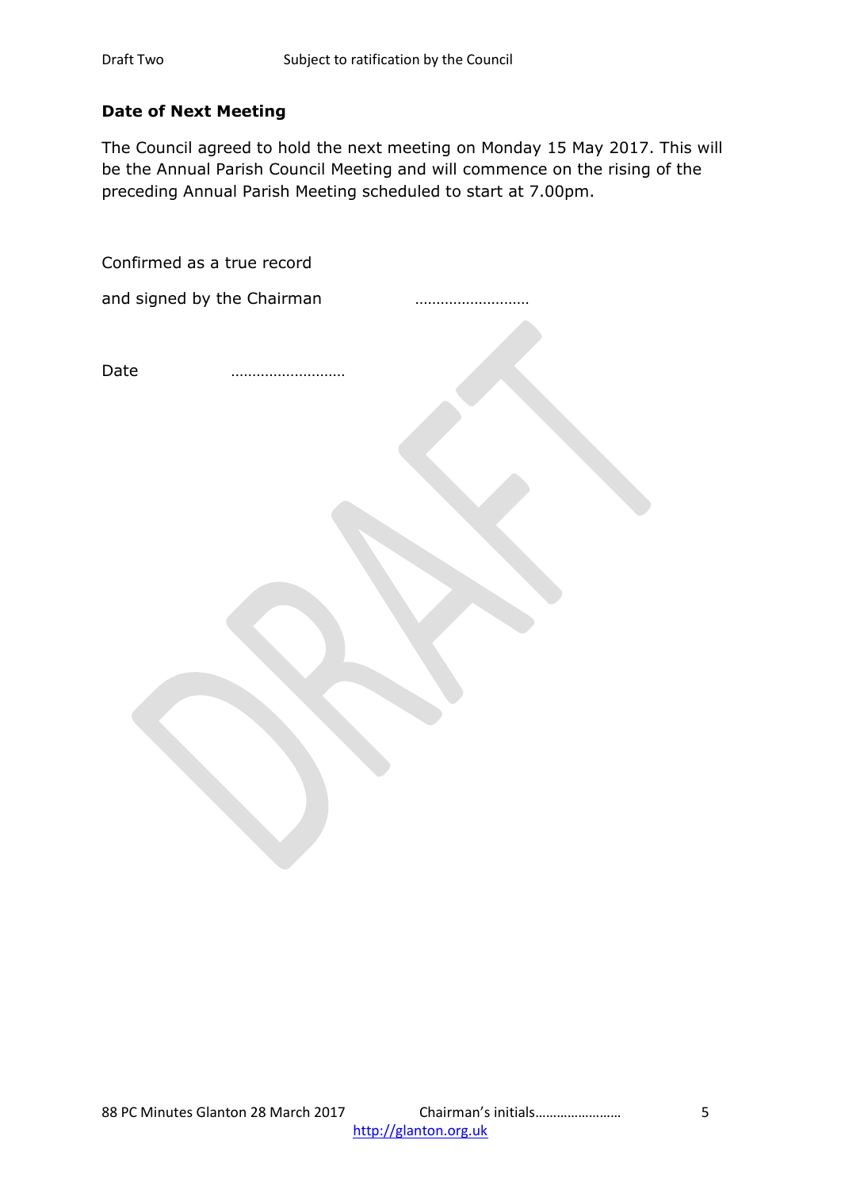## Date of Next Meeting

The Council agreed to hold the next meeting on Monday 15 May 2017. This will be the Annual Parish Council Meeting and will commence on the rising of the preceding Annual Parish Meeting scheduled to start at 7.00pm.

Confirmed as a true record

and signed by the Chairman ………………………

Date ………………………